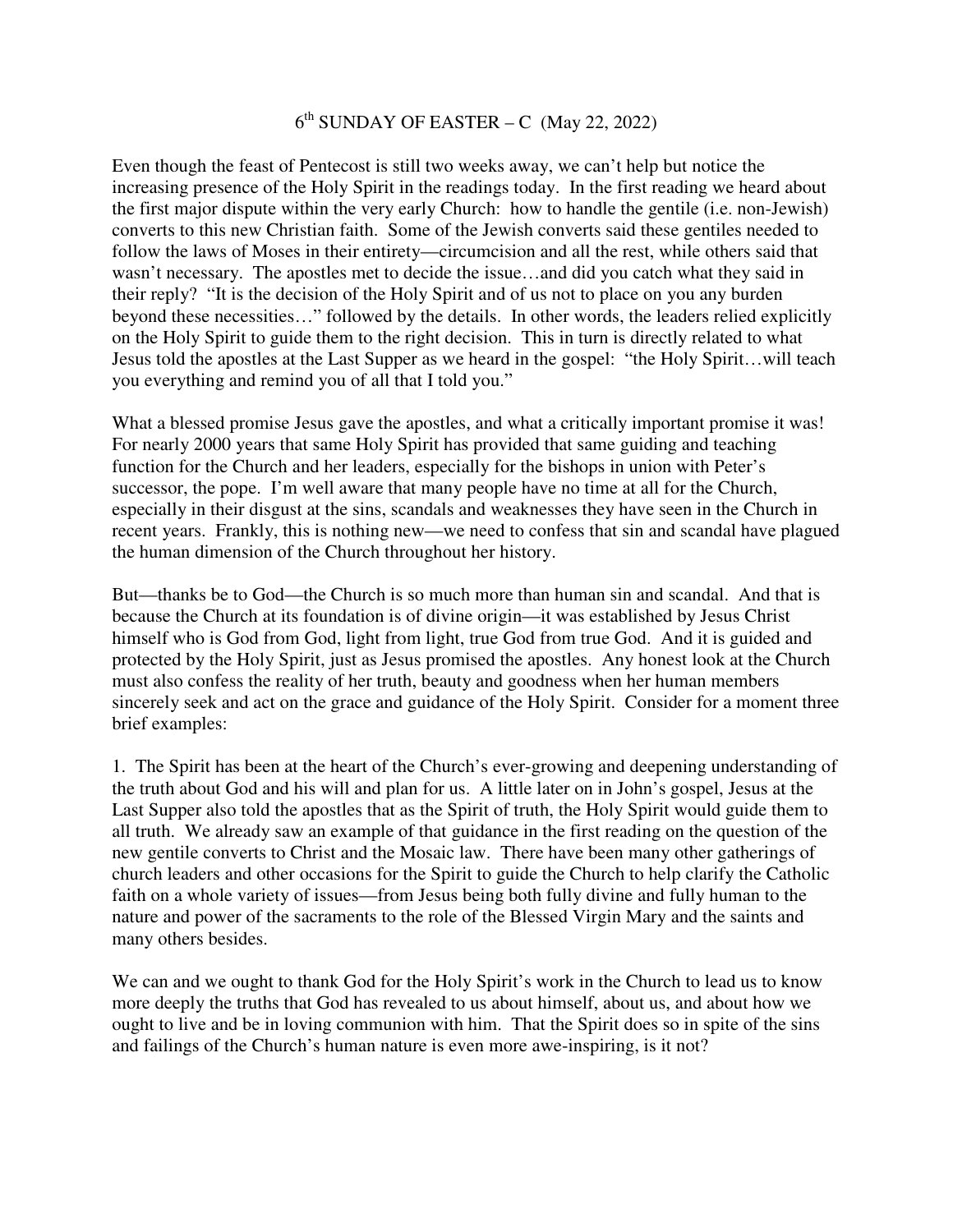# 6th SUNDAY OF EASTER – C (May 22, 2022)

Even though the feast of Pentecost is still two weeks away, we can't help but notice the increasing presence of the Holy Spirit in the readings today. In the first reading we heard about the first major dispute within the very early Church: how to handle the gentile (i.e. non-Jewish) converts to this new Christian faith. Some of the Jewish converts said these gentiles needed to follow the laws of Moses in their entirety—circumcision and all the rest, while others said that wasn't necessary. The apostles met to decide the issue…and did you catch what they said in their reply? "It is the decision of the Holy Spirit and of us not to place on you any burden beyond these necessities…" followed by the details. In other words, the leaders relied explicitly on the Holy Spirit to guide them to the right decision. This in turn is directly related to what Jesus told the apostles at the Last Supper as we heard in the gospel: "the Holy Spirit…will teach you everything and remind you of all that I told you."

What a blessed promise Jesus gave the apostles, and what a critically important promise it was! For nearly 2000 years that same Holy Spirit has provided that same guiding and teaching function for the Church and her leaders, especially for the bishops in union with Peter's successor, the pope. I'm well aware that many people have no time at all for the Church, especially in their disgust at the sins, scandals and weaknesses they have seen in the Church in recent years. Frankly, this is nothing new—we need to confess that sin and scandal have plagued the human dimension of the Church throughout her history.

But—thanks be to God—the Church is so much more than human sin and scandal. And that is because the Church at its foundation is of divine origin—it was established by Jesus Christ himself who is God from God, light from light, true God from true God. And it is guided and protected by the Holy Spirit, just as Jesus promised the apostles. Any honest look at the Church must also confess the reality of her truth, beauty and goodness when her human members sincerely seek and act on the grace and guidance of the Holy Spirit. Consider for a moment three brief examples:

1. The Spirit has been at the heart of the Church's ever-growing and deepening understanding of the truth about God and his will and plan for us. A little later on in John's gospel, Jesus at the Last Supper also told the apostles that as the Spirit of truth, the Holy Spirit would guide them to all truth. We already saw an example of that guidance in the first reading on the question of the new gentile converts to Christ and the Mosaic law. There have been many other gatherings of church leaders and other occasions for the Spirit to guide the Church to help clarify the Catholic faith on a whole variety of issues—from Jesus being both fully divine and fully human to the nature and power of the sacraments to the role of the Blessed Virgin Mary and the saints and many others besides.

We can and we ought to thank God for the Holy Spirit's work in the Church to lead us to know more deeply the truths that God has revealed to us about himself, about us, and about how we ought to live and be in loving communion with him. That the Spirit does so in spite of the sins and failings of the Church's human nature is even more awe-inspiring, is it not?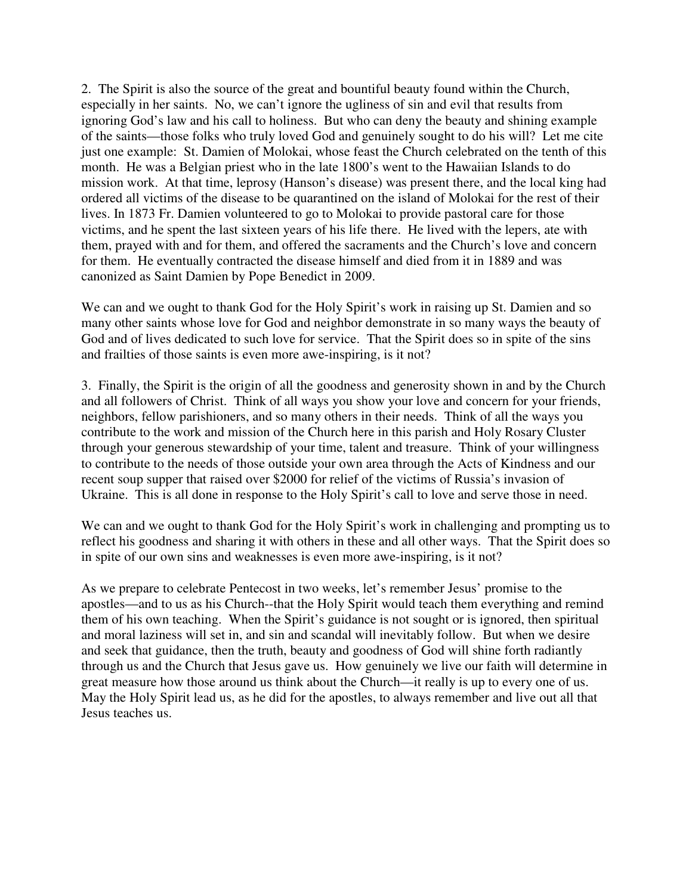2. The Spirit is also the source of the great and bountiful beauty found within the Church, especially in her saints. No, we can't ignore the ugliness of sin and evil that results from ignoring God's law and his call to holiness. But who can deny the beauty and shining example of the saints—those folks who truly loved God and genuinely sought to do his will? Let me cite just one example: St. Damien of Molokai, whose feast the Church celebrated on the tenth of this month. He was a Belgian priest who in the late 1800's went to the Hawaiian Islands to do mission work. At that time, leprosy (Hanson's disease) was present there, and the local king had ordered all victims of the disease to be quarantined on the island of Molokai for the rest of their lives. In 1873 Fr. Damien volunteered to go to Molokai to provide pastoral care for those victims, and he spent the last sixteen years of his life there. He lived with the lepers, ate with them, prayed with and for them, and offered the sacraments and the Church's love and concern for them. He eventually contracted the disease himself and died from it in 1889 and was canonized as Saint Damien by Pope Benedict in 2009.

We can and we ought to thank God for the Holy Spirit's work in raising up St. Damien and so many other saints whose love for God and neighbor demonstrate in so many ways the beauty of God and of lives dedicated to such love for service. That the Spirit does so in spite of the sins and frailties of those saints is even more awe-inspiring, is it not?

3. Finally, the Spirit is the origin of all the goodness and generosity shown in and by the Church and all followers of Christ. Think of all ways you show your love and concern for your friends, neighbors, fellow parishioners, and so many others in their needs. Think of all the ways you contribute to the work and mission of the Church here in this parish and Holy Rosary Cluster through your generous stewardship of your time, talent and treasure. Think of your willingness to contribute to the needs of those outside your own area through the Acts of Kindness and our recent soup supper that raised over $2000 for relief of the victims of Russia's invasion of Ukraine. This is all done in response to the Holy Spirit's call to love and serve those in need.

We can and we ought to thank God for the Holy Spirit's work in challenging and prompting us to reflect his goodness and sharing it with others in these and all other ways. That the Spirit does so in spite of our own sins and weaknesses is even more awe-inspiring, is it not?

As we prepare to celebrate Pentecost in two weeks, let's remember Jesus' promise to the apostles—and to us as his Church--that the Holy Spirit would teach them everything and remind them of his own teaching. When the Spirit's guidance is not sought or is ignored, then spiritual and moral laziness will set in, and sin and scandal will inevitably follow. But when we desire and seek that guidance, then the truth, beauty and goodness of God will shine forth radiantly through us and the Church that Jesus gave us. How genuinely we live our faith will determine in great measure how those around us think about the Church—it really is up to every one of us. May the Holy Spirit lead us, as he did for the apostles, to always remember and live out all that Jesus teaches us.